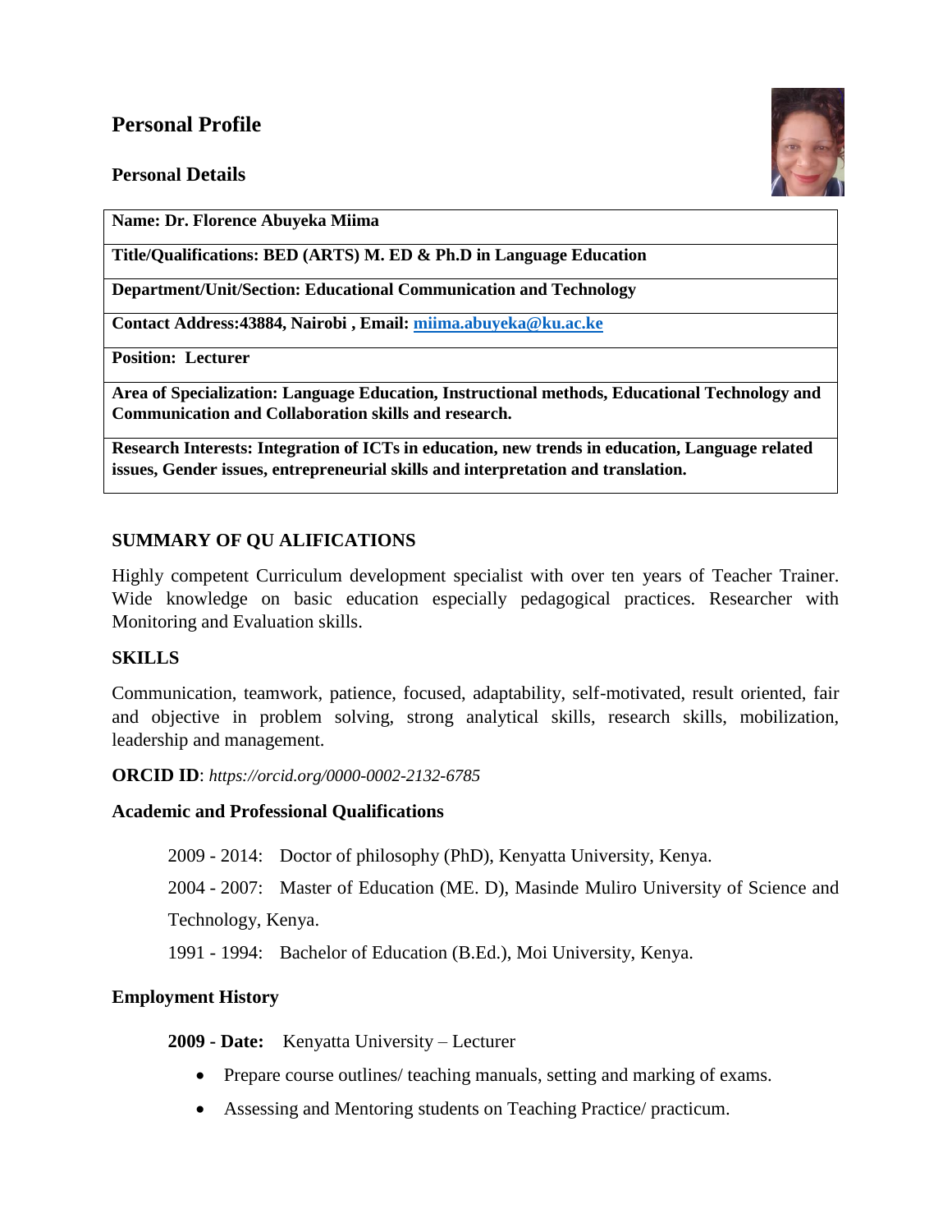# Personal Profile

## Personal Details

| **Name: Dr. Florence Abuyeka Miima** |
|---|
| **Title/Qualifications: BED (ARTS) M. ED & Ph.D in Language Education** |
| **Department/Unit/Section: Educational Communication and Technology** |
| **Contact Address:43884, Nairobi , Email: [miima.abuyeka@ku.ac.ke](mailto:miima.abuyeka@ku.ac.ke)** |
| **Position: Lecturer** |
| **Area of Specialization: Language Education, Instructional methods, Educational Technology and Communication and Collaboration skills and research.** |
| **Research Interests: Integration of ICTs in education, new trends in education, Language related issues, Gender issues, entrepreneurial skills and interpretation and translation.** |

### SUMMARY OF QU ALIFICATIONS

Highly competent Curriculum development specialist with over ten years of Teacher Trainer. Wide knowledge on basic education especially pedagogical practices. Researcher with Monitoring and Evaluation skills.

### SKILLS

Communication, teamwork, patience, focused, adaptability, self-motivated, result oriented, fair and objective in problem solving, strong analytical skills, research skills, mobilization, leadership and management.

**ORCID ID**: *https://orcid.org/0000-0002-2132-6785*

### Academic and Professional Qualifications

2009 - 2014: Doctor of philosophy (PhD), Kenyatta University, Kenya.

2004 - 2007: Master of Education (ME. D), Masinde Muliro University of Science and Technology, Kenya.

1991 - 1994: Bachelor of Education (B.Ed.), Moi University, Kenya.

### Employment History

**2009 - Date:** Kenyatta University – Lecturer

- Prepare course outlines/ teaching manuals, setting and marking of exams.
- Assessing and Mentoring students on Teaching Practice/ practicum.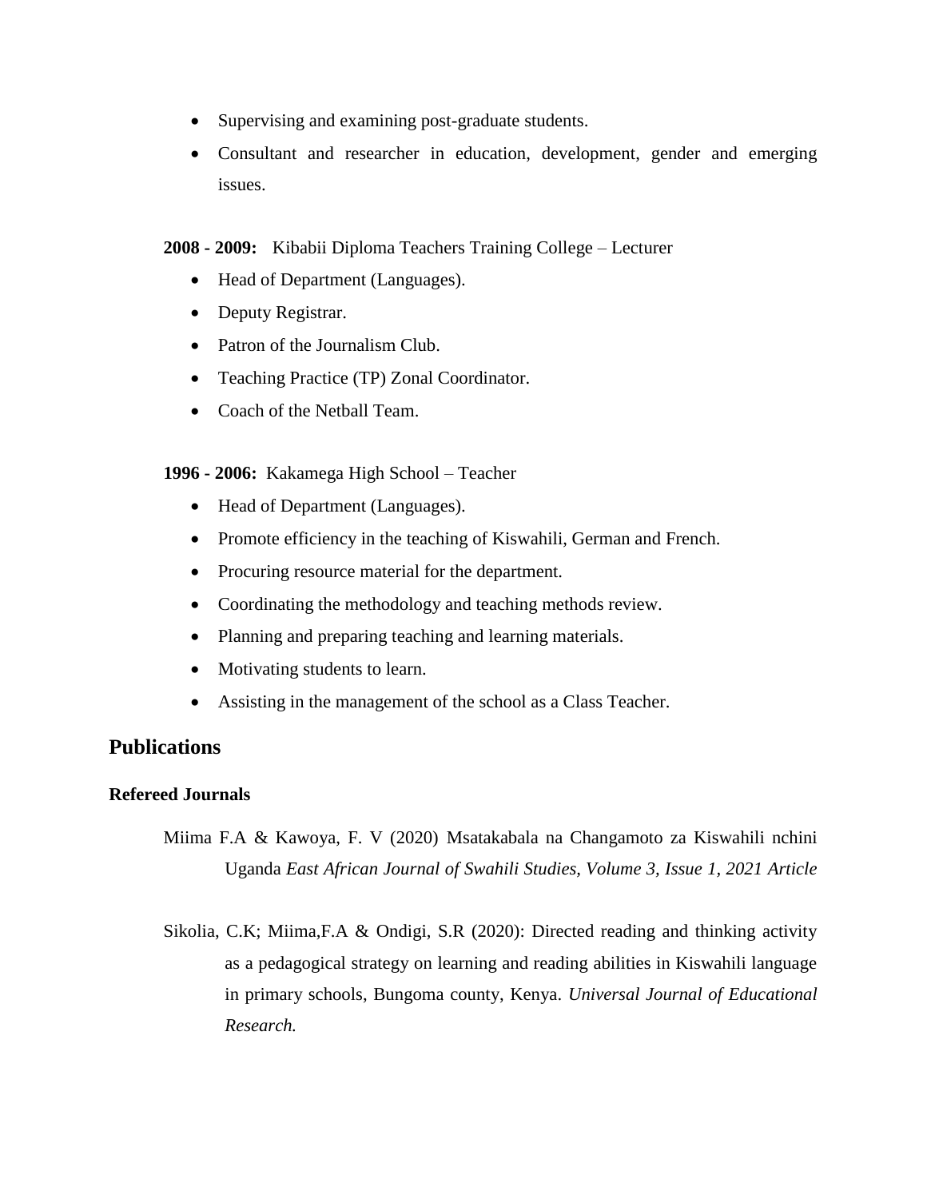- Supervising and examining post-graduate students.
- Consultant and researcher in education, development, gender and emerging issues.

**2008 - 2009:** Kibabii Diploma Teachers Training College – Lecturer

- Head of Department (Languages).
- Deputy Registrar.
- Patron of the Journalism Club.
- Teaching Practice (TP) Zonal Coordinator.
- Coach of the Netball Team.

**1996 - 2006:** Kakamega High School – Teacher

- Head of Department (Languages).
- Promote efficiency in the teaching of Kiswahili, German and French.
- Procuring resource material for the department.
- Coordinating the methodology and teaching methods review.
- Planning and preparing teaching and learning materials.
- Motivating students to learn.
- Assisting in the management of the school as a Class Teacher.

## Publications

### Refereed Journals

Miima F.A & Kawoya, F. V (2020) Msatakabala na Changamoto za Kiswahili nchini Uganda *East African Journal of Swahili Studies, Volume 3, Issue 1, 2021 Article*

Sikolia, C.K; Miima,F.A & Ondigi, S.R (2020): Directed reading and thinking activity as a pedagogical strategy on learning and reading abilities in Kiswahili language in primary schools, Bungoma county, Kenya. *Universal Journal of Educational Research.*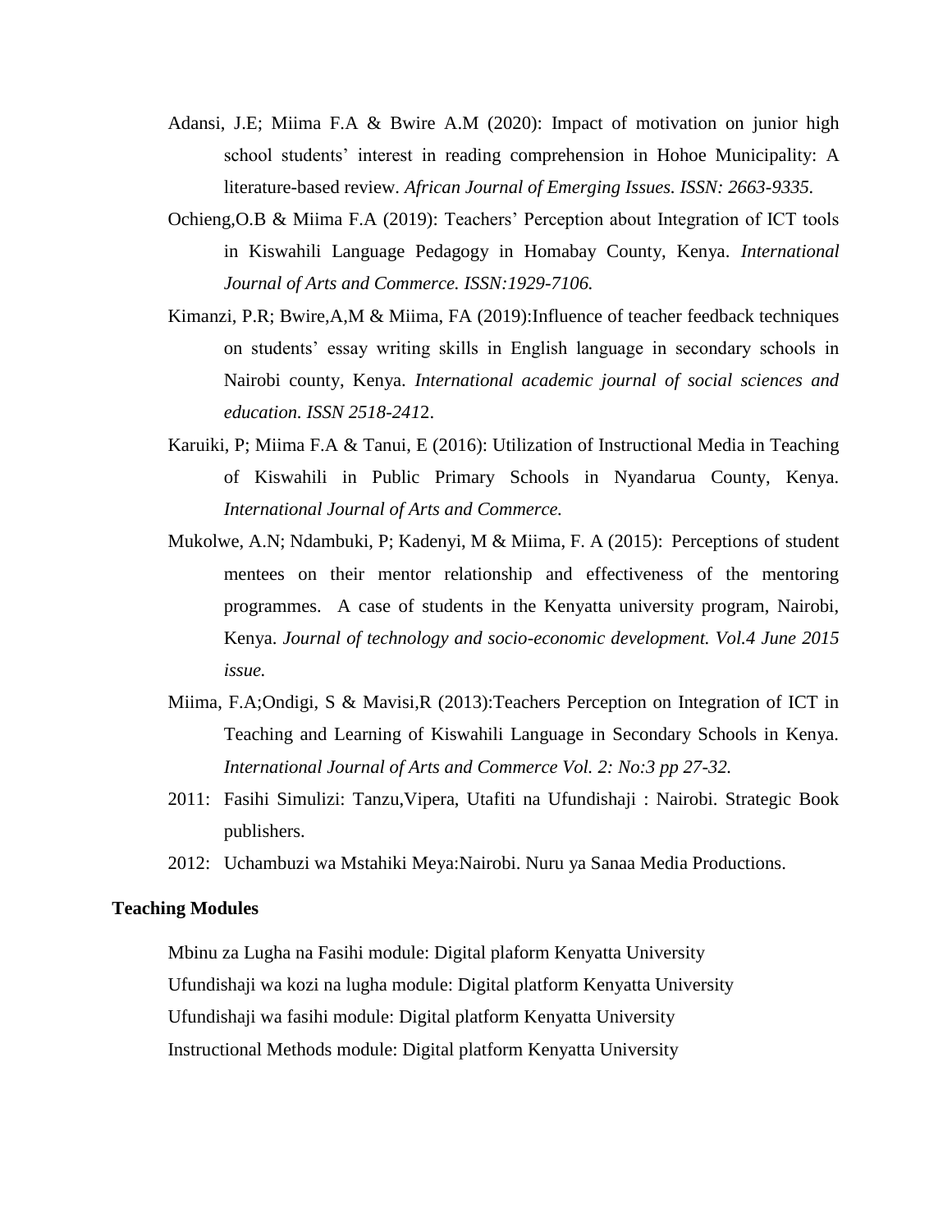Adansi, J.E; Miima F.A & Bwire A.M (2020): Impact of motivation on junior high school students' interest in reading comprehension in Hohoe Municipality: A literature-based review. *African Journal of Emerging Issues. ISSN: 2663-9335.*

Ochieng,O.B & Miima F.A (2019): Teachers' Perception about Integration of ICT tools in Kiswahili Language Pedagogy in Homabay County, Kenya. *International Journal of Arts and Commerce. ISSN:1929-7106.*

Kimanzi, P.R; Bwire,A,M & Miima, FA (2019):Influence of teacher feedback techniques on students' essay writing skills in English language in secondary schools in Nairobi county, Kenya. *International academic journal of social sciences and education. ISSN 2518-241*2.

Karuiki, P; Miima F.A & Tanui, E (2016): Utilization of Instructional Media in Teaching of Kiswahili in Public Primary Schools in Nyandarua County, Kenya. *International Journal of Arts and Commerce.*

Mukolwe, A.N; Ndambuki, P; Kadenyi, M & Miima, F. A (2015): Perceptions of student mentees on their mentor relationship and effectiveness of the mentoring programmes. A case of students in the Kenyatta university program, Nairobi, Kenya. *Journal of technology and socio-economic development. Vol.4 June 2015 issue.*

Miima, F.A;Ondigi, S & Mavisi,R (2013):Teachers Perception on Integration of ICT in Teaching and Learning of Kiswahili Language in Secondary Schools in Kenya. *International Journal of Arts and Commerce Vol. 2: No:3 pp 27-32.*

2011: Fasihi Simulizi: Tanzu,Vipera, Utafiti na Ufundishaji : Nairobi. Strategic Book publishers.

2012: Uchambuzi wa Mstahiki Meya:Nairobi. Nuru ya Sanaa Media Productions.

**Teaching Modules**

Mbinu za Lugha na Fasihi module: Digital plaform Kenyatta University

Ufundishaji wa kozi na lugha module: Digital platform Kenyatta University

Ufundishaji wa fasihi module: Digital platform Kenyatta University

Instructional Methods module: Digital platform Kenyatta University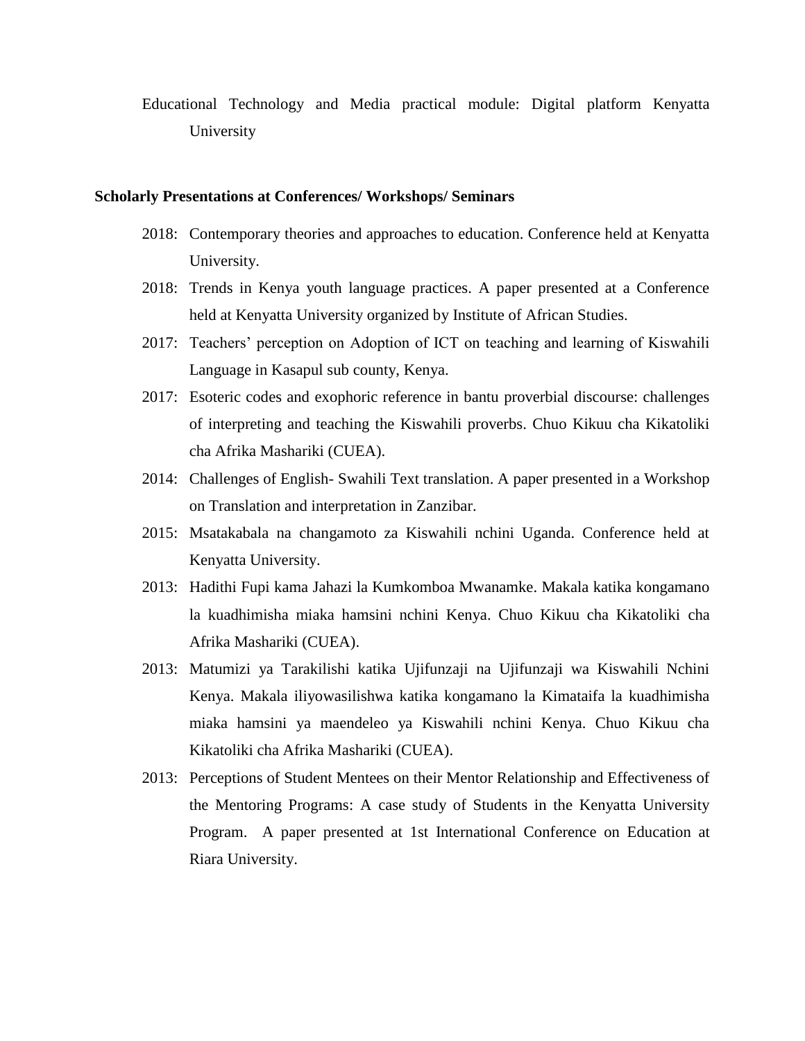Educational Technology and Media practical module: Digital platform Kenyatta University

**Scholarly Presentations at Conferences/ Workshops/ Seminars**

- 2018: Contemporary theories and approaches to education. Conference held at Kenyatta University.
- 2018: Trends in Kenya youth language practices. A paper presented at a Conference held at Kenyatta University organized by Institute of African Studies.
- 2017: Teachers' perception on Adoption of ICT on teaching and learning of Kiswahili Language in Kasapul sub county, Kenya.
- 2017: Esoteric codes and exophoric reference in bantu proverbial discourse: challenges of interpreting and teaching the Kiswahili proverbs. Chuo Kikuu cha Kikatoliki cha Afrika Mashariki (CUEA).
- 2014: Challenges of English- Swahili Text translation. A paper presented in a Workshop on Translation and interpretation in Zanzibar.
- 2015: Msatakabala na changamoto za Kiswahili nchini Uganda. Conference held at Kenyatta University.
- 2013: Hadithi Fupi kama Jahazi la Kumkomboa Mwanamke. Makala katika kongamano la kuadhimisha miaka hamsini nchini Kenya. Chuo Kikuu cha Kikatoliki cha Afrika Mashariki (CUEA).
- 2013: Matumizi ya Tarakilishi katika Ujifunzaji na Ujifunzaji wa Kiswahili Nchini Kenya. Makala iliyowasilishwa katika kongamano la Kimataifa la kuadhimisha miaka hamsini ya maendeleo ya Kiswahili nchini Kenya. Chuo Kikuu cha Kikatoliki cha Afrika Mashariki (CUEA).
- 2013: Perceptions of Student Mentees on their Mentor Relationship and Effectiveness of the Mentoring Programs: A case study of Students in the Kenyatta University Program. A paper presented at 1st International Conference on Education at Riara University.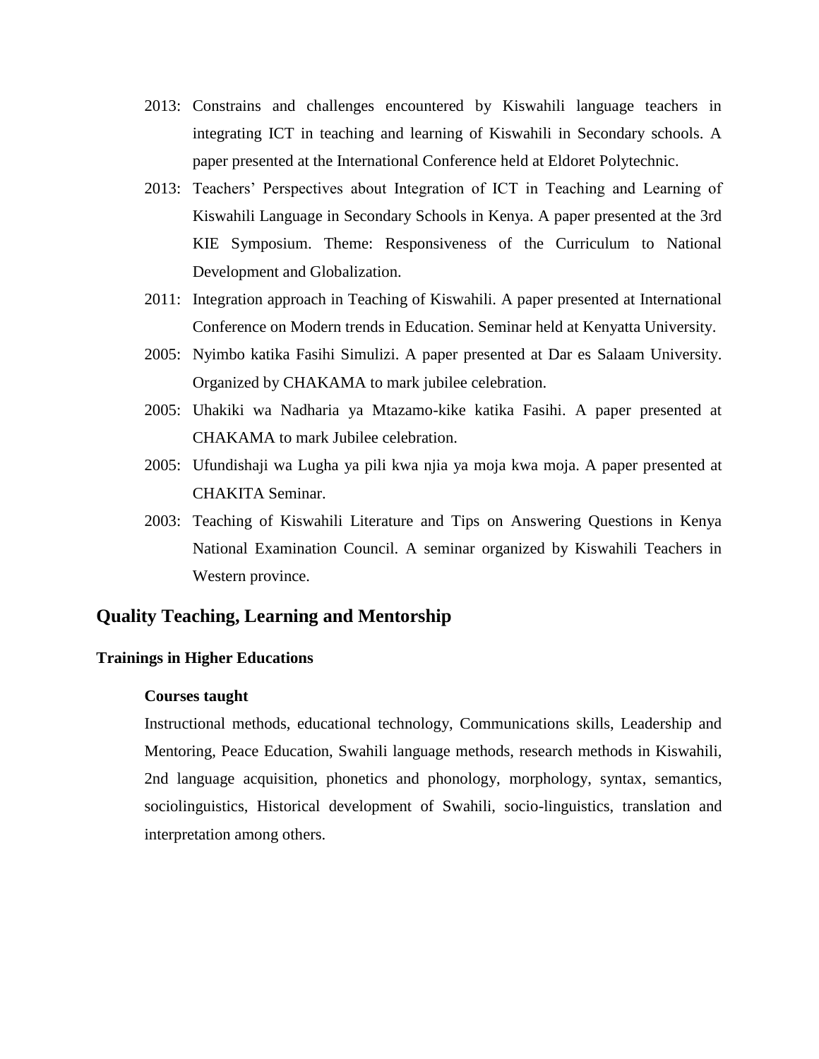- 2013: Constrains and challenges encountered by Kiswahili language teachers in integrating ICT in teaching and learning of Kiswahili in Secondary schools. A paper presented at the International Conference held at Eldoret Polytechnic.
- 2013: Teachers' Perspectives about Integration of ICT in Teaching and Learning of Kiswahili Language in Secondary Schools in Kenya. A paper presented at the 3rd KIE Symposium. Theme: Responsiveness of the Curriculum to National Development and Globalization.
- 2011: Integration approach in Teaching of Kiswahili. A paper presented at International Conference on Modern trends in Education. Seminar held at Kenyatta University.
- 2005: Nyimbo katika Fasihi Simulizi. A paper presented at Dar es Salaam University. Organized by CHAKAMA to mark jubilee celebration.
- 2005: Uhakiki wa Nadharia ya Mtazamo-kike katika Fasihi. A paper presented at CHAKAMA to mark Jubilee celebration.
- 2005: Ufundishaji wa Lugha ya pili kwa njia ya moja kwa moja. A paper presented at CHAKITA Seminar.
- 2003: Teaching of Kiswahili Literature and Tips on Answering Questions in Kenya National Examination Council. A seminar organized by Kiswahili Teachers in Western province.

## Quality Teaching, Learning and Mentorship

### Trainings in Higher Educations

**Courses taught**

Instructional methods, educational technology, Communications skills, Leadership and Mentoring, Peace Education, Swahili language methods, research methods in Kiswahili, 2nd language acquisition, phonetics and phonology, morphology, syntax, semantics, sociolinguistics, Historical development of Swahili, socio-linguistics, translation and interpretation among others.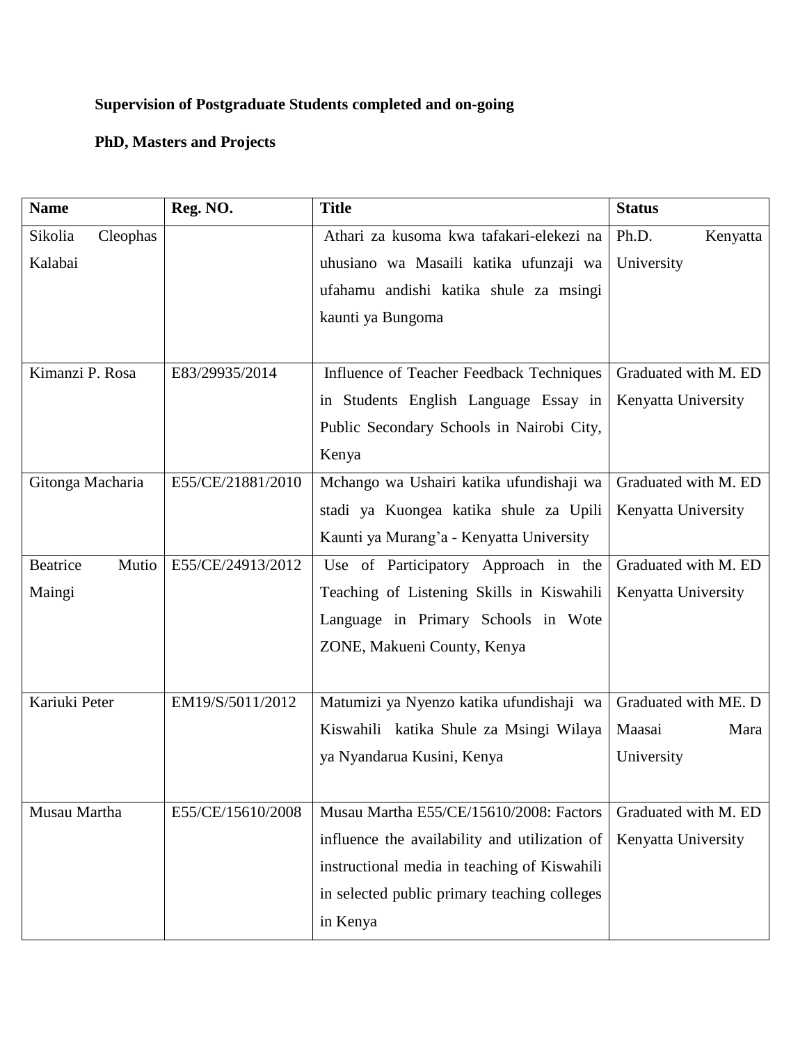**Supervision of Postgraduate Students completed and on-going**

**PhD, Masters and Projects**

| Name | Reg. NO. | Title | Status |
|---|---|---|---|
| Sikolia Cleophas Kalabai | | Athari za kusoma kwa tafakari-elekezi na uhusiano wa Masaili katika ufunzaji wa ufahamu andishi katika shule za msingi kaunti ya Bungoma | Ph.D. Kenyatta University |
| Kimanzi P. Rosa | E83/29935/2014 | Influence of Teacher Feedback Techniques in Students English Language Essay in Public Secondary Schools in Nairobi City, Kenya | Graduated with M. ED Kenyatta University |
| Gitonga Macharia | E55/CE/21881/2010 | Mchango wa Ushairi katika ufundishaji wa stadi ya Kuongea katika shule za Upili Kaunti ya Murang'a - Kenyatta University | Graduated with M. ED Kenyatta University |
| Beatrice Mutio Maingi | E55/CE/24913/2012 | Use of Participatory Approach in the Teaching of Listening Skills in Kiswahili Language in Primary Schools in Wote ZONE, Makueni County, Kenya | Graduated with M. ED Kenyatta University |
| Kariuki Peter | EM19/S/5011/2012 | Matumizi ya Nyenzo katika ufundishaji wa Kiswahili katika Shule za Msingi Wilaya ya Nyandarua Kusini, Kenya | Graduated with ME. D Maasai Mara University |
| Musau Martha | E55/CE/15610/2008 | Musau Martha E55/CE/15610/2008: Factors influence the availability and utilization of instructional media in teaching of Kiswahili in selected public primary teaching colleges in Kenya | Graduated with M. ED Kenyatta University |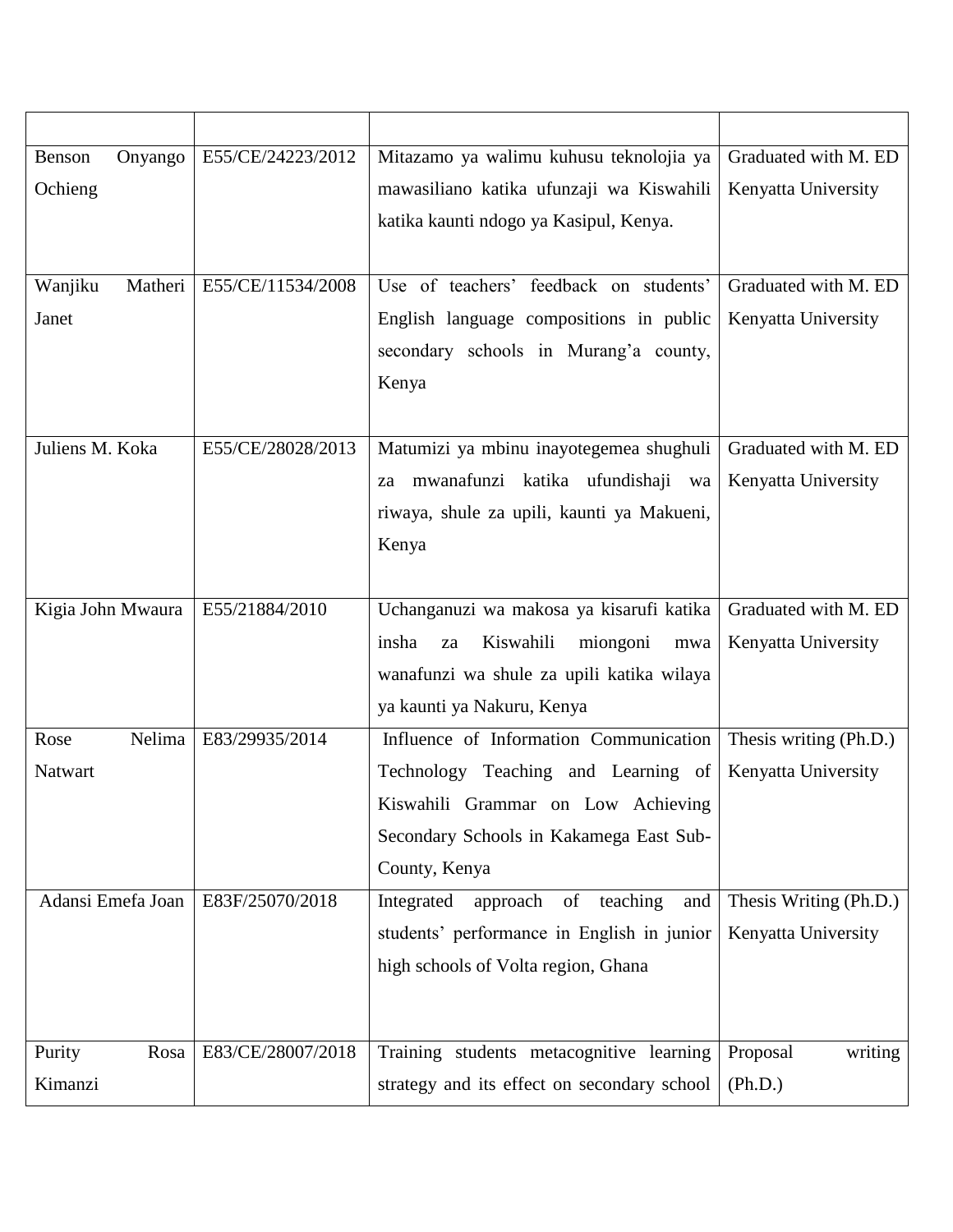| | | | |
|---|---|---|---|
| Benson Onyango Ochieng | E55/CE/24223/2012 | Mitazamo ya walimu kuhusu teknolojia ya mawasiliano katika ufunzaji wa Kiswahili katika kaunti ndogo ya Kasipul, Kenya. | Graduated with M. ED Kenyatta University |
| Wanjiku Matheri Janet | E55/CE/11534/2008 | Use of teachers' feedback on students' English language compositions in public secondary schools in Murang'a county, Kenya | Graduated with M. ED Kenyatta University |
| Juliens M. Koka | E55/CE/28028/2013 | Matumizi ya mbinu inayotegemea shughuli za mwanafunzi katika ufundishaji wa riwaya, shule za upili, kaunti ya Makueni, Kenya | Graduated with M. ED Kenyatta University |
| Kigia John Mwaura | E55/21884/2010 | Uchanganuzi wa makosa ya kisarufi katika insha za Kiswahili miongoni mwa wanafunzi wa shule za upili katika wilaya ya kaunti ya Nakuru, Kenya | Graduated with M. ED Kenyatta University |
| Rose Nelima Natwart | E83/29935/2014 | Influence of Information Communication Technology Teaching and Learning of Kiswahili Grammar on Low Achieving Secondary Schools in Kakamega East Sub-County, Kenya | Thesis writing (Ph.D.) Kenyatta University |
| Adansi Emefa Joan | E83F/25070/2018 | Integrated approach of teaching and students' performance in English in junior high schools of Volta region, Ghana | Thesis Writing (Ph.D.) Kenyatta University |
| Purity Rosa Kimanzi | E83/CE/28007/2018 | Training students metacognitive learning strategy and its effect on secondary school | Proposal writing (Ph.D.) |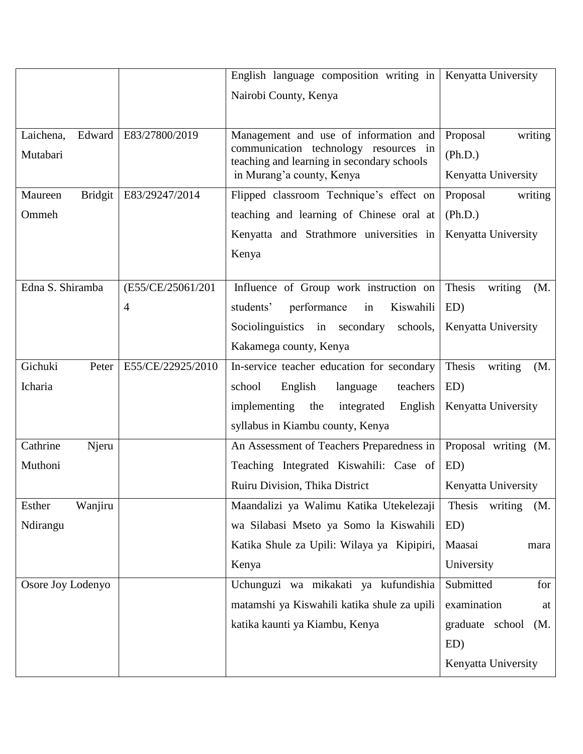|  |  |  |  |
|---|---|---|---|
|  |  | English language composition writing in Nairobi County, Kenya | Kenyatta University |
| Laichena, Edward Mutabari | E83/27800/2019 | Management and use of information and communication technology resources in teaching and learning in secondary schools in Murang'a county, Kenya | Proposal writing (Ph.D.) Kenyatta University |
| Maureen Bridgit Ommeh | E83/29247/2014 | Flipped classroom Technique's effect on teaching and learning of Chinese oral at Kenyatta and Strathmore universities in Kenya | Proposal writing (Ph.D.) Kenyatta University |
| Edna S. Shiramba | (E55/CE/25061/2014 | Influence of Group work instruction on students' performance in Kiswahili Sociolinguistics in secondary schools, Kakamega county, Kenya | Thesis writing (M. ED) Kenyatta University |
| Gichuki Peter Icharia | E55/CE/22925/2010 | In-service teacher education for secondary school English language teachers implementing the integrated English syllabus in Kiambu county, Kenya | Thesis writing (M. ED) Kenyatta University |
| Cathrine Njeru Muthoni |  | An Assessment of Teachers Preparedness in Teaching Integrated Kiswahili: Case of Ruiru Division, Thika District | Proposal writing (M. ED) Kenyatta University |
| Esther Wanjiru Ndirangu |  | Maandalizi ya Walimu Katika Utekelezaji wa Silabasi Mseto ya Somo la Kiswahili Katika Shule za Upili: Wilaya ya Kipipiri, Kenya | Thesis writing (M. ED) Maasai mara University |
| Osore Joy Lodenyo |  | Uchunguzi wa mikakati ya kufundishia matamshi ya Kiswahili katika shule za upili katika kaunti ya Kiambu, Kenya | Submitted for examination at graduate school (M. ED) Kenyatta University |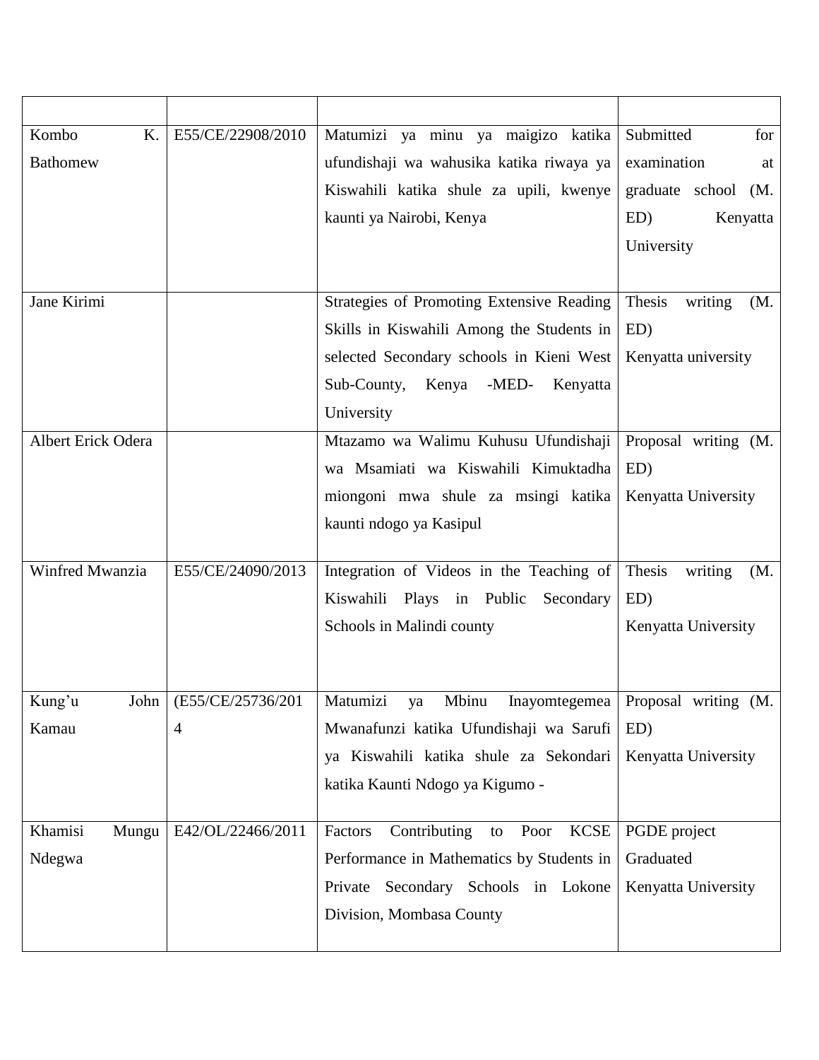| | | | |
|---|---|---|---|
| Kombo K. Bathomew | E55/CE/22908/2010 | Matumizi ya minu ya maigizo katika ufundishaji wa wahusika katika riwaya ya Kiswahili katika shule za upili, kwenye kaunti ya Nairobi, Kenya | Submitted for examination at graduate school (M. ED) Kenyatta University |
| Jane Kirimi | | Strategies of Promoting Extensive Reading Skills in Kiswahili Among the Students in selected Secondary schools in Kieni West Sub-County, Kenya -MED- Kenyatta University | Thesis writing (M. ED) Kenyatta university |
| Albert Erick Odera | | Mtazamo wa Walimu Kuhusu Ufundishaji wa Msamiati wa Kiswahili Kimuktadha miongoni mwa shule za msingi katika kaunti ndogo ya Kasipul | Proposal writing (M. ED) Kenyatta University |
| Winfred Mwanzia | E55/CE/24090/2013 | Integration of Videos in the Teaching of Kiswahili Plays in Public Secondary Schools in Malindi county | Thesis writing (M. ED) Kenyatta University |
| Kung'u John Kamau | (E55/CE/25736/2014 | Matumizi ya Mbinu Inayomtegemea Mwanafunzi katika Ufundishaji wa Sarufi ya Kiswahili katika shule za Sekondari katika Kaunti Ndogo ya Kigumo - | Proposal writing (M. ED) Kenyatta University |
| Khamisi Mungu Ndegwa | E42/OL/22466/2011 | Factors Contributing to Poor KCSE Performance in Mathematics by Students in Private Secondary Schools in Lokone Division, Mombasa County | PGDE project Graduated Kenyatta University |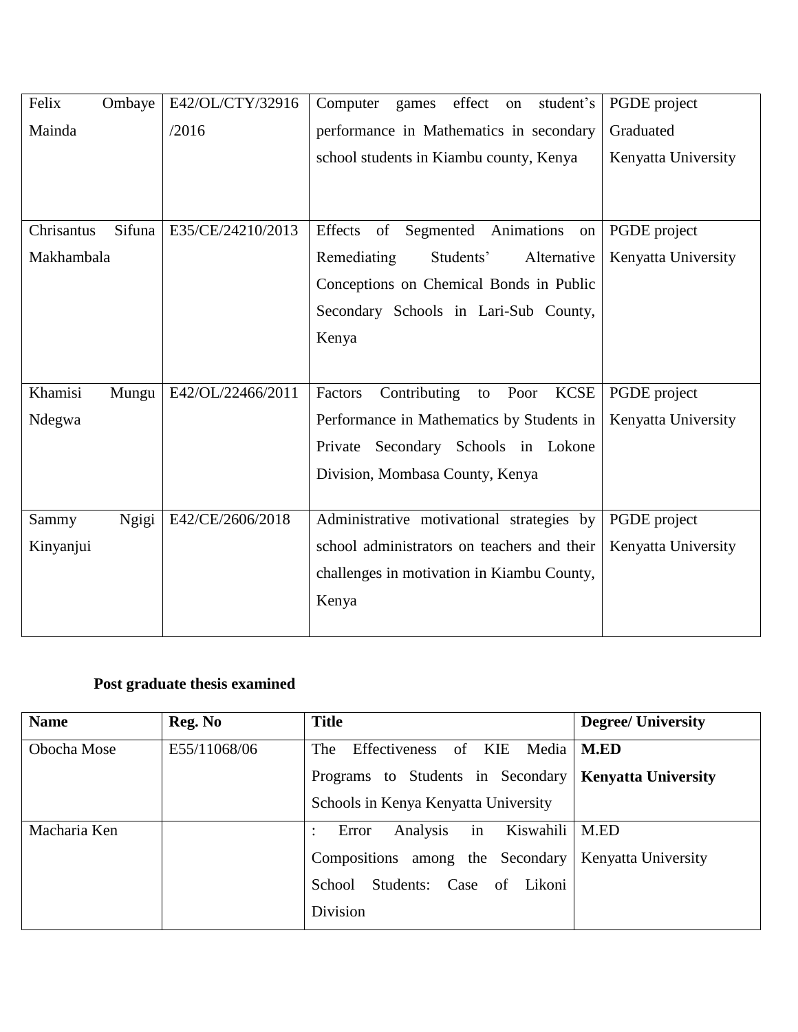| Felix Ombaye Mainda | E42/OL/CTY/32916/2016 | Computer games effect on student's performance in Mathematics in secondary school students in Kiambu county, Kenya | PGDE project Graduated Kenyatta University |
|---|---|---|---|
| Chrisantus Sifuna Makhambala | E35/CE/24210/2013 | Effects of Segmented Animations on Remediating Students' Alternative Conceptions on Chemical Bonds in Public Secondary Schools in Lari-Sub County, Kenya | PGDE project Kenyatta University |
| Khamisi Mungu Ndegwa | E42/OL/22466/2011 | Factors Contributing to Poor KCSE Performance in Mathematics by Students in Private Secondary Schools in Lokone Division, Mombasa County, Kenya | PGDE project Kenyatta University |
| Sammy Ngigi Kinyanjui | E42/CE/2606/2018 | Administrative motivational strategies by school administrators on teachers and their challenges in motivation in Kiambu County, Kenya | PGDE project Kenyatta University |

**Post graduate thesis examined**

| Name | Reg. No | Title | Degree/ University |
|---|---|---|---|
| Obocha Mose | E55/11068/06 | The Effectiveness of KIE Media Programs to Students in Secondary Schools in Kenya Kenyatta University | **M.ED Kenyatta University** |
| Macharia Ken | | : Error Analysis in Kiswahili Compositions among the Secondary School Students: Case of Likoni Division | M.ED Kenyatta University |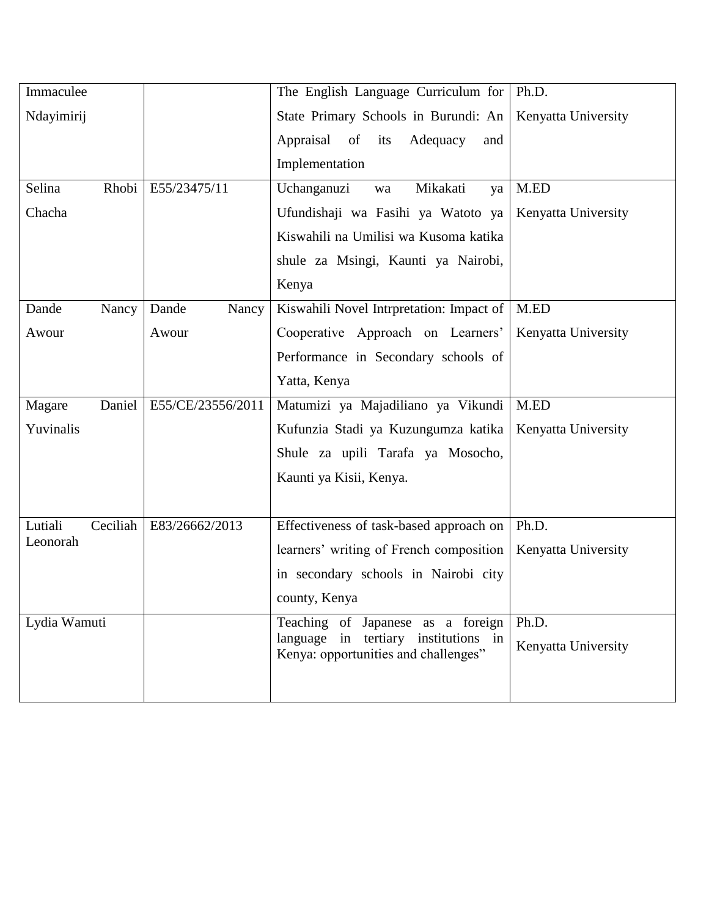| Immaculee Ndayimirij | | The English Language Curriculum for State Primary Schools in Burundi: An Appraisal of its Adequacy and Implementation | Ph.D. Kenyatta University |
|---|---|---|---|
| Selina Rhobi Chacha | E55/23475/11 | Uchanganuzi wa Mikakati ya Ufundishaji wa Fasihi ya Watoto ya Kiswahili na Umilisi wa Kusoma katika shule za Msingi, Kaunti ya Nairobi, Kenya | M.ED Kenyatta University |
| Dande Nancy Awour | Dande Nancy Awour | Kiswahili Novel Intrpretation: Impact of Cooperative Approach on Learners' Performance in Secondary schools of Yatta, Kenya | M.ED Kenyatta University |
| Magare Daniel Yuvinalis | E55/CE/23556/2011 | Matumizi ya Majadiliano ya Vikundi Kufunzia Stadi ya Kuzungumza katika Shule za upili Tarafa ya Mosocho, Kaunti ya Kisii, Kenya. | M.ED Kenyatta University |
| Lutiali Ceciliah Leonorah | E83/26662/2013 | Effectiveness of task-based approach on learners' writing of French composition in secondary schools in Nairobi city county, Kenya | Ph.D. Kenyatta University |
| Lydia Wamuti | | Teaching of Japanese as a foreign language in tertiary institutions in Kenya: opportunities and challenges" | Ph.D. Kenyatta University |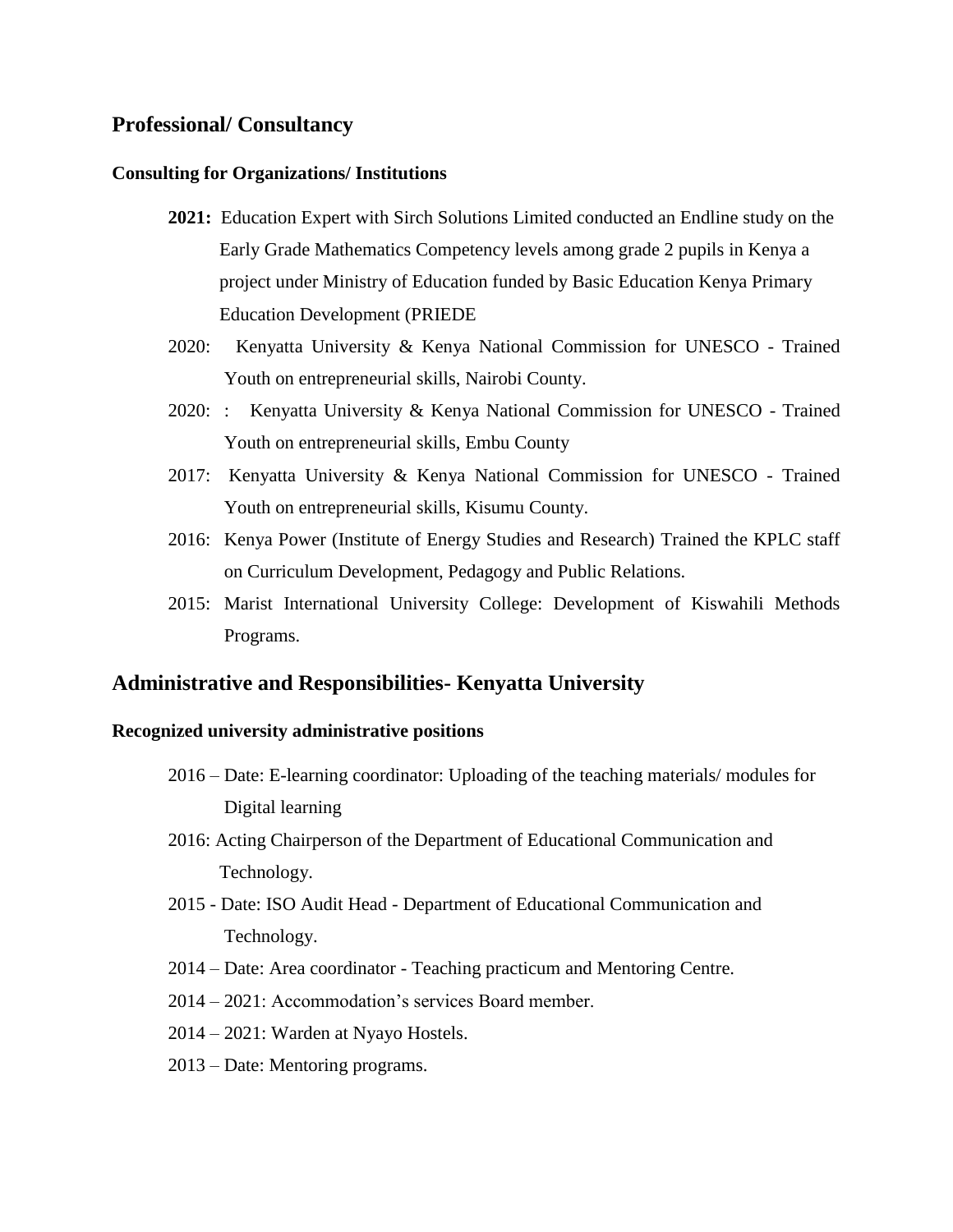## Professional/ Consultancy

### Consulting for Organizations/ Institutions

- **2021:** Education Expert with Sirch Solutions Limited conducted an Endline study on the Early Grade Mathematics Competency levels among grade 2 pupils in Kenya a project under Ministry of Education funded by Basic Education Kenya Primary Education Development (PRIEDE
- 2020: Kenyatta University & Kenya National Commission for UNESCO - Trained Youth on entrepreneurial skills, Nairobi County.
- 2020: : Kenyatta University & Kenya National Commission for UNESCO - Trained Youth on entrepreneurial skills, Embu County
- 2017: Kenyatta University & Kenya National Commission for UNESCO - Trained Youth on entrepreneurial skills, Kisumu County.
- 2016: Kenya Power (Institute of Energy Studies and Research) Trained the KPLC staff on Curriculum Development, Pedagogy and Public Relations.
- 2015: Marist International University College: Development of Kiswahili Methods Programs.

## Administrative and Responsibilities- Kenyatta University

### Recognized university administrative positions

- 2016 – Date: E-learning coordinator: Uploading of the teaching materials/ modules for Digital learning
- 2016: Acting Chairperson of the Department of Educational Communication and Technology.
- 2015 - Date: ISO Audit Head - Department of Educational Communication and Technology.
- 2014 – Date: Area coordinator - Teaching practicum and Mentoring Centre.
- 2014 – 2021: Accommodation's services Board member.
- 2014 – 2021: Warden at Nyayo Hostels.
- 2013 – Date: Mentoring programs.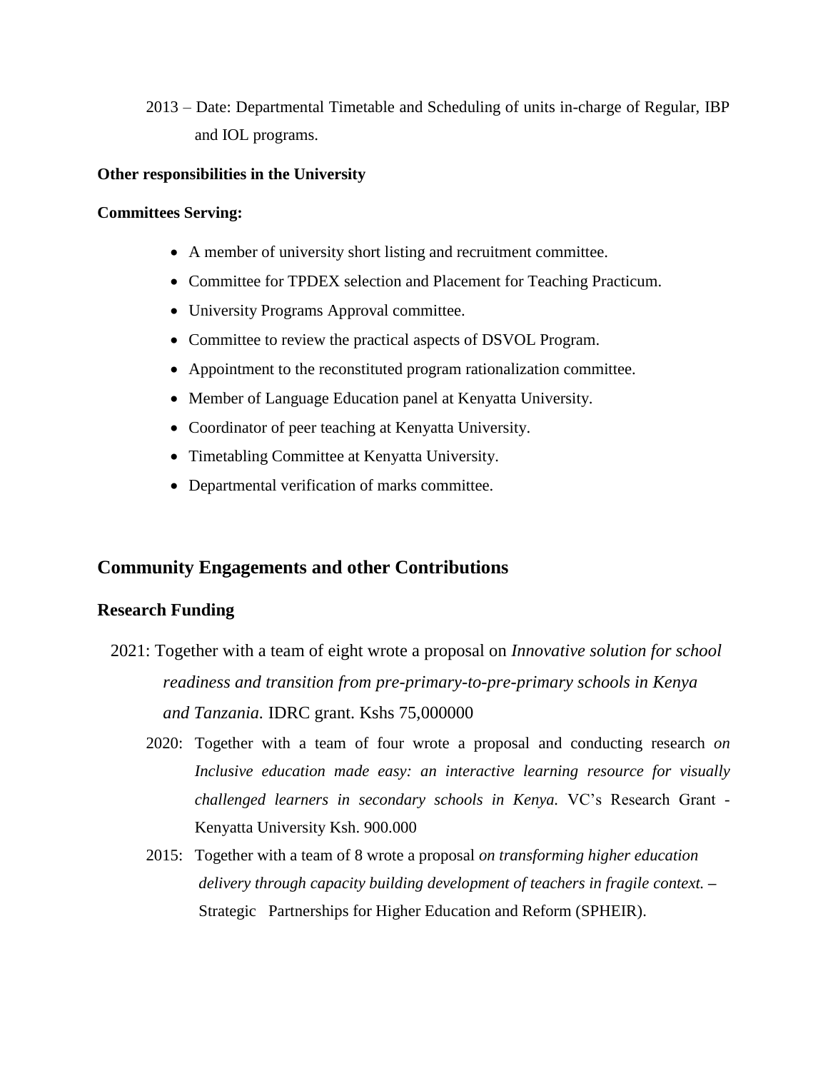2013 – Date: Departmental Timetable and Scheduling of units in-charge of Regular, IBP and IOL programs.

**Other responsibilities in the University**

**Committees Serving:**

- A member of university short listing and recruitment committee.
- Committee for TPDEX selection and Placement for Teaching Practicum.
- University Programs Approval committee.
- Committee to review the practical aspects of DSVOL Program.
- Appointment to the reconstituted program rationalization committee.
- Member of Language Education panel at Kenyatta University.
- Coordinator of peer teaching at Kenyatta University.
- Timetabling Committee at Kenyatta University.
- Departmental verification of marks committee.

## Community Engagements and other Contributions

### Research Funding

2021: Together with a team of eight wrote a proposal on *Innovative solution for school readiness and transition from pre-primary-to-pre-primary schools in Kenya and Tanzania.* IDRC grant. Kshs 75,000000

2020: Together with a team of four wrote a proposal and conducting research *on Inclusive education made easy: an interactive learning resource for visually challenged learners in secondary schools in Kenya.* VC's Research Grant - Kenyatta University Ksh. 900.000

2015: Together with a team of 8 wrote a proposal *on transforming higher education delivery through capacity building development of teachers in fragile context.* – Strategic Partnerships for Higher Education and Reform (SPHEIR).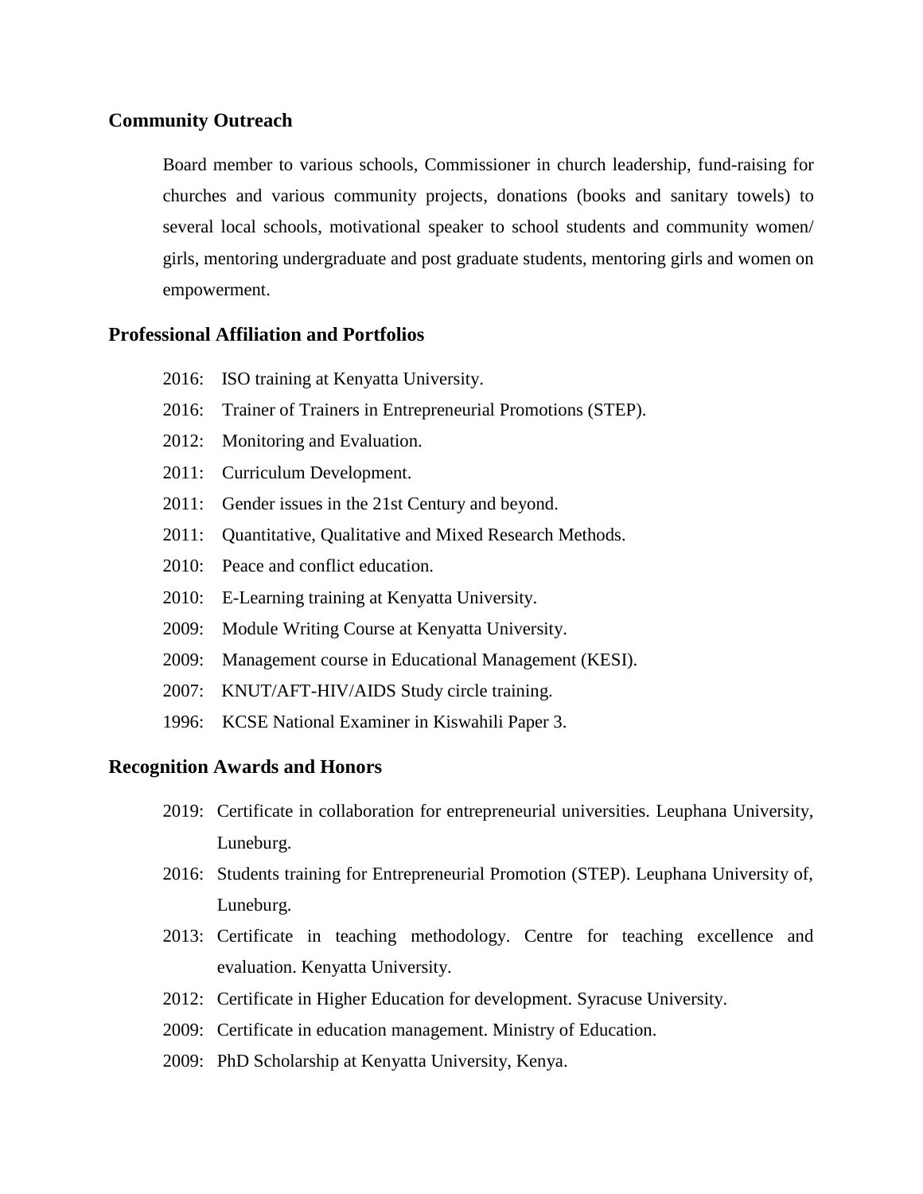### Community Outreach

Board member to various schools, Commissioner in church leadership, fund-raising for churches and various community projects, donations (books and sanitary towels) to several local schools, motivational speaker to school students and community women/ girls, mentoring undergraduate and post graduate students, mentoring girls and women on empowerment.

### Professional Affiliation and Portfolios

2016: ISO training at Kenyatta University.

2016: Trainer of Trainers in Entrepreneurial Promotions (STEP).

2012: Monitoring and Evaluation.

2011: Curriculum Development.

2011: Gender issues in the 21st Century and beyond.

2011: Quantitative, Qualitative and Mixed Research Methods.

2010: Peace and conflict education.

2010: E-Learning training at Kenyatta University.

2009: Module Writing Course at Kenyatta University.

2009: Management course in Educational Management (KESI).

2007: KNUT/AFT-HIV/AIDS Study circle training.

1996: KCSE National Examiner in Kiswahili Paper 3.

### Recognition Awards and Honors

2019: Certificate in collaboration for entrepreneurial universities. Leuphana University, Luneburg.

2016: Students training for Entrepreneurial Promotion (STEP). Leuphana University of, Luneburg.

2013: Certificate in teaching methodology. Centre for teaching excellence and evaluation. Kenyatta University.

2012: Certificate in Higher Education for development. Syracuse University.

2009: Certificate in education management. Ministry of Education.

2009: PhD Scholarship at Kenyatta University, Kenya.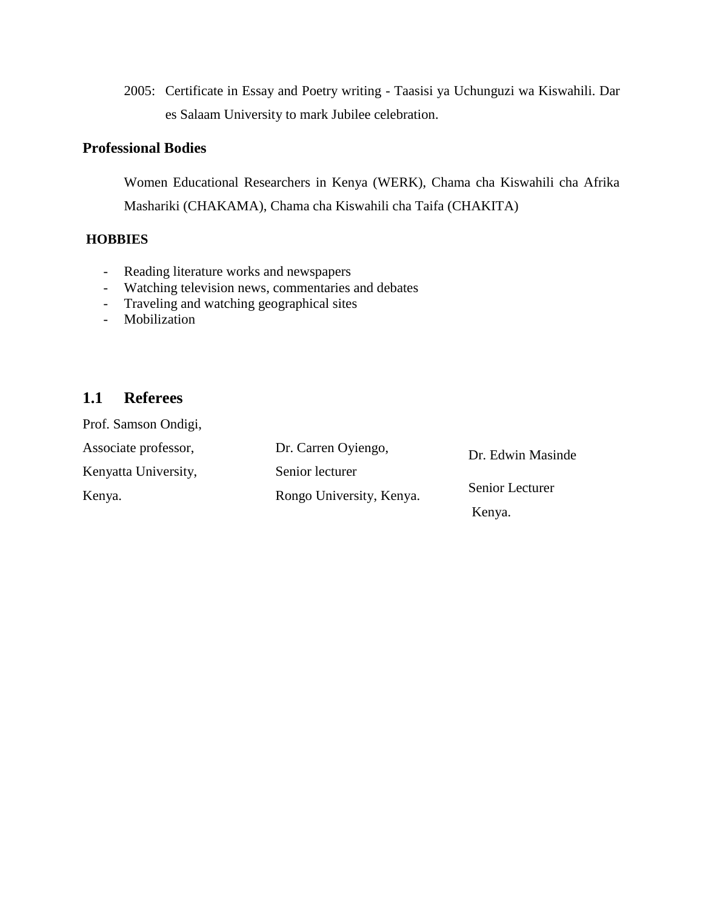2005: Certificate in Essay and Poetry writing - Taasisi ya Uchunguzi wa Kiswahili. Dar es Salaam University to mark Jubilee celebration.

## Professional Bodies

Women Educational Researchers in Kenya (WERK), Chama cha Kiswahili cha Afrika Mashariki (CHAKAMA), Chama cha Kiswahili cha Taifa (CHAKITA)

## HOBBIES

- Reading literature works and newspapers
- Watching television news, commentaries and debates
- Traveling and watching geographical sites
- Mobilization

## 1.1 Referees

Prof. Samson Ondigi,
Associate professor,
Kenyatta University,
Kenya.

Dr. Carren Oyiengo,
Senior lecturer
Rongo University, Kenya.

Dr. Edwin Masinde
Senior Lecturer
Kenya.